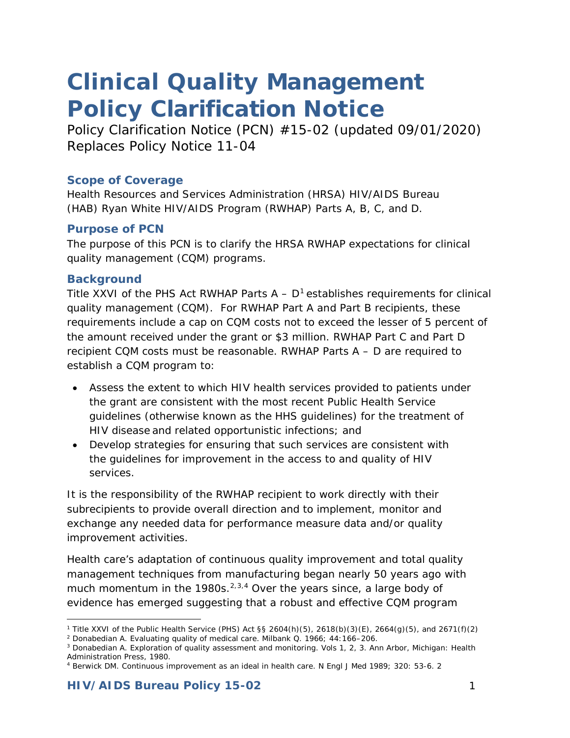# Clinical Quality Management Policy Clarification Notice

Policy Clarification Notice (PCN) #15-02 (updated 09/01/2020)
Replaces Policy Notice 11-04

### Scope of Coverage

Health Resources and Services Administration (HRSA) HIV/AIDS Bureau (HAB) Ryan White HIV/AIDS Program (RWHAP) Parts A, B, C, and D.

### Purpose of PCN

The purpose of this PCN is to clarify the HRSA RWHAP expectations for clinical quality management (CQM) programs.

### Background

Title XXVI of the PHS Act RWHAP Parts A – D[1] establishes requirements for clinical quality management (CQM). For RWHAP Part A and Part B recipients, these requirements include a cap on CQM costs not to exceed the lesser of 5 percent of the amount received under the grant or $3 million. RWHAP Part C and Part D recipient CQM costs must be reasonable. RWHAP Parts A – D are required to establish a CQM program to:

- Assess the extent to which HIV health services provided to patients under the grant are consistent with the most recent Public Health Service guidelines (otherwise known as the HHS guidelines) for the treatment of HIV disease and related opportunistic infections; and
- Develop strategies for ensuring that such services are consistent with the guidelines for improvement in the access to and quality of HIV services.

It is the responsibility of the RWHAP recipient to work directly with their subrecipients to provide overall direction and to implement, monitor and exchange any needed data for performance measure data and/or quality improvement activities.

Health care's adaptation of continuous quality improvement and total quality management techniques from manufacturing began nearly 50 years ago with much momentum in the 1980s.[2,3,4] Over the years since, a large body of evidence has emerged suggesting that a robust and effective CQM program

---

[1] Title XXVI of the Public Health Service (PHS) Act §§ 2604(h)(5), 2618(b)(3)(E), 2664(g)(5), and 2671(f)(2)

[2] Donabedian A. Evaluating quality of medical care. Milbank Q. 1966; 44:166–206.

[3] Donabedian A. Exploration of quality assessment and monitoring. Vols 1, 2, 3. Ann Arbor, Michigan: Health Administration Press, 1980.

[4] Berwick DM. Continuous improvement as an ideal in health care. N Engl J Med 1989; 320: 53-6. 2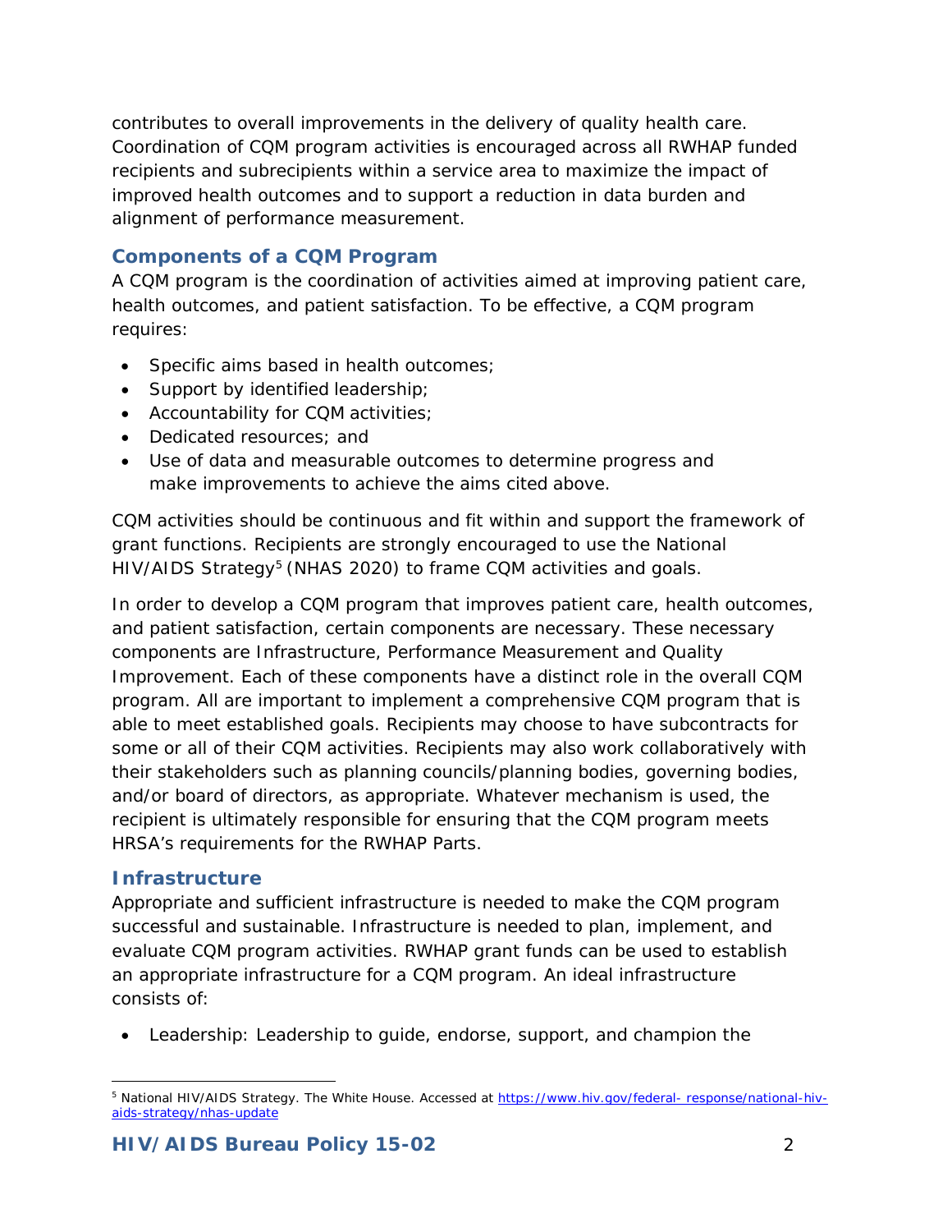contributes to overall improvements in the delivery of quality health care. Coordination of CQM program activities is encouraged across all RWHAP funded recipients and subrecipients within a service area to maximize the impact of improved health outcomes and to support a reduction in data burden and alignment of performance measurement.

## Components of a CQM Program

A CQM program is the coordination of activities aimed at improving patient care, health outcomes, and patient satisfaction. To be effective, a CQM program requires:

- Specific aims based in health outcomes;
- Support by identified leadership;
- Accountability for CQM activities;
- Dedicated resources; and
- Use of data and measurable outcomes to determine progress and make improvements to achieve the aims cited above.

CQM activities should be continuous and fit within and support the framework of grant functions. Recipients are strongly encouraged to use the National HIV/AIDS Strategy[5] (NHAS 2020) to frame CQM activities and goals.

In order to develop a CQM program that improves patient care, health outcomes, and patient satisfaction, certain components are necessary. These necessary components are Infrastructure, Performance Measurement and Quality Improvement. Each of these components have a distinct role in the overall CQM program. All are important to implement a comprehensive CQM program that is able to meet established goals. Recipients may choose to have subcontracts for some or all of their CQM activities. Recipients may also work collaboratively with their stakeholders such as planning councils/planning bodies, governing bodies, and/or board of directors, as appropriate. Whatever mechanism is used, the recipient is ultimately responsible for ensuring that the CQM program meets HRSA's requirements for the RWHAP Parts.

## Infrastructure

Appropriate and sufficient infrastructure is needed to make the CQM program successful and sustainable. Infrastructure is needed to plan, implement, and evaluate CQM program activities. RWHAP grant funds can be used to establish an appropriate infrastructure for a CQM program. An ideal infrastructure consists of:

- Leadership: Leadership to guide, endorse, support, and champion the

---

[5] National HIV/AIDS Strategy. The White House. Accessed at https://www.hiv.gov/federal- response/national-hiv-aids-strategy/nhas-update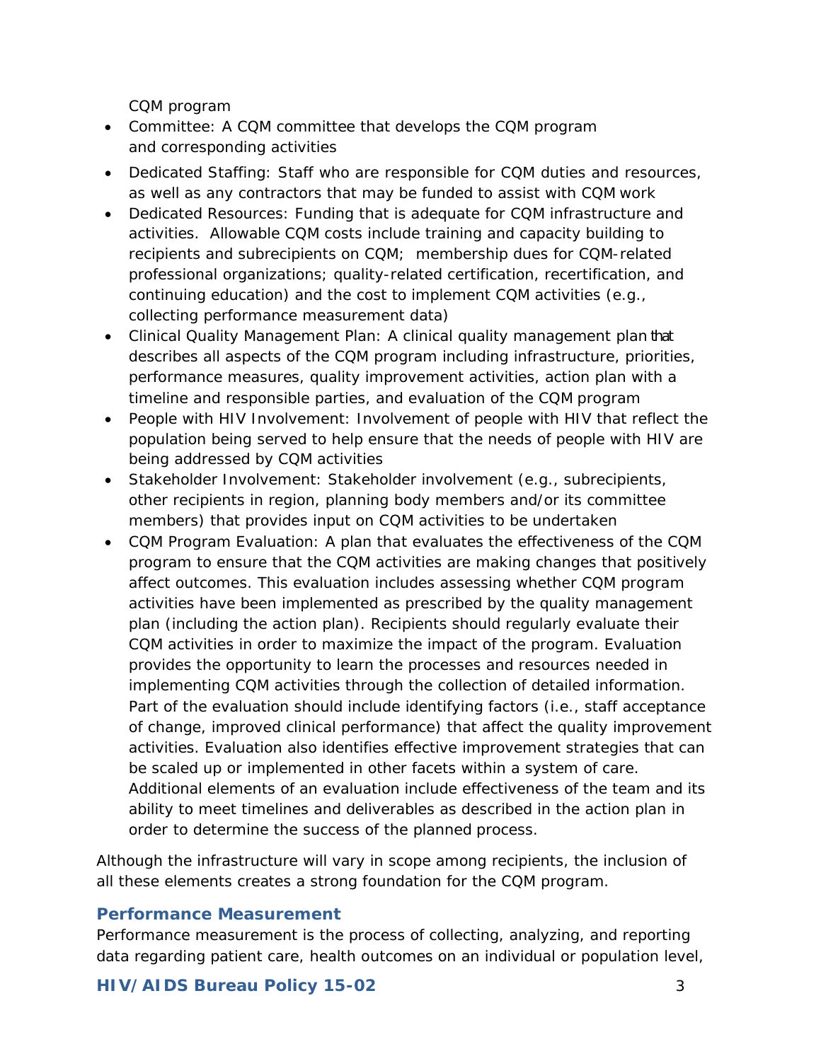CQM program

- Committee: A CQM committee that develops the CQM program and corresponding activities
- Dedicated Staffing: Staff who are responsible for CQM duties and resources, as well as any contractors that may be funded to assist with CQM work
- Dedicated Resources: Funding that is adequate for CQM infrastructure and activities. Allowable CQM costs include training and capacity building to recipients and subrecipients on CQM; membership dues for CQM-related professional organizations; quality-related certification, recertification, and continuing education) and the cost to implement CQM activities (e.g., collecting performance measurement data)
- Clinical Quality Management Plan: A clinical quality management plan that describes all aspects of the CQM program including infrastructure, priorities, performance measures, quality improvement activities, action plan with a timeline and responsible parties, and evaluation of the CQM program
- People with HIV Involvement: Involvement of people with HIV that reflect the population being served to help ensure that the needs of people with HIV are being addressed by CQM activities
- Stakeholder Involvement: Stakeholder involvement (e.g., subrecipients, other recipients in region, planning body members and/or its committee members) that provides input on CQM activities to be undertaken
- CQM Program Evaluation: A plan that evaluates the effectiveness of the CQM program to ensure that the CQM activities are making changes that positively affect outcomes. This evaluation includes assessing whether CQM program activities have been implemented as prescribed by the quality management plan (including the action plan). Recipients should regularly evaluate their CQM activities in order to maximize the impact of the program. Evaluation provides the opportunity to learn the processes and resources needed in implementing CQM activities through the collection of detailed information. Part of the evaluation should include identifying factors (i.e., staff acceptance of change, improved clinical performance) that affect the quality improvement activities. Evaluation also identifies effective improvement strategies that can be scaled up or implemented in other facets within a system of care. Additional elements of an evaluation include effectiveness of the team and its ability to meet timelines and deliverables as described in the action plan in order to determine the success of the planned process.

Although the infrastructure will vary in scope among recipients, the inclusion of all these elements creates a strong foundation for the CQM program.

### Performance Measurement

Performance measurement is the process of collecting, analyzing, and reporting data regarding patient care, health outcomes on an individual or population level,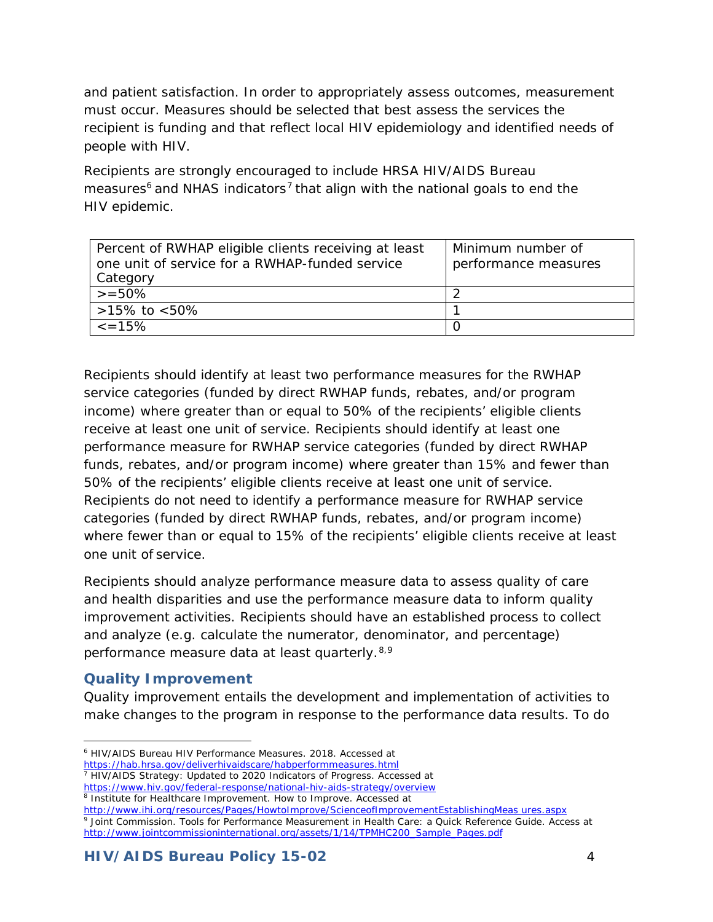and patient satisfaction. In order to appropriately assess outcomes, measurement must occur. Measures should be selected that best assess the services the recipient is funding and that reflect local HIV epidemiology and identified needs of people with HIV.

Recipients are strongly encouraged to include HRSA HIV/AIDS Bureau measures[6] and NHAS indicators[7] that align with the national goals to end the HIV epidemic.

| Percent of RWHAP eligible clients receiving at least one unit of service for a RWHAP-funded service Category | Minimum number of performance measures |
|---|---|
| >=50% | 2 |
| >15% to <50% | 1 |
| <=15% | 0 |

Recipients should identify at least two performance measures for the RWHAP service categories (funded by direct RWHAP funds, rebates, and/or program income) where greater than or equal to 50% of the recipients' eligible clients receive at least one unit of service. Recipients should identify at least one performance measure for RWHAP service categories (funded by direct RWHAP funds, rebates, and/or program income) where greater than 15% and fewer than 50% of the recipients' eligible clients receive at least one unit of service. Recipients do not need to identify a performance measure for RWHAP service categories (funded by direct RWHAP funds, rebates, and/or program income) where fewer than or equal to 15% of the recipients' eligible clients receive at least one unit of service.

Recipients should analyze performance measure data to assess quality of care and health disparities and use the performance measure data to inform quality improvement activities. Recipients should have an established process to collect and analyze (e.g. calculate the numerator, denominator, and percentage) performance measure data at least quarterly.[8,9]

### Quality Improvement

Quality improvement entails the development and implementation of activities to make changes to the program in response to the performance data results. To do

---

[6] HIV/AIDS Bureau HIV Performance Measures. 2018. Accessed at https://hab.hrsa.gov/deliverhivaidscare/habperformmeasures.html

[7] HIV/AIDS Strategy: Updated to 2020 Indicators of Progress. Accessed at https://www.hiv.gov/federal-response/national-hiv-aids-strategy/overview

[8] Institute for Healthcare Improvement. How to Improve. Accessed at http://www.ihi.org/resources/Pages/HowtoImprove/ScienceofImprovementEstablishingMeas ures.aspx

[9] Joint Commission. Tools for Performance Measurement in Health Care: a Quick Reference Guide. Access at http://www.jointcommissioninternational.org/assets/1/14/TPMHC200_Sample_Pages.pdf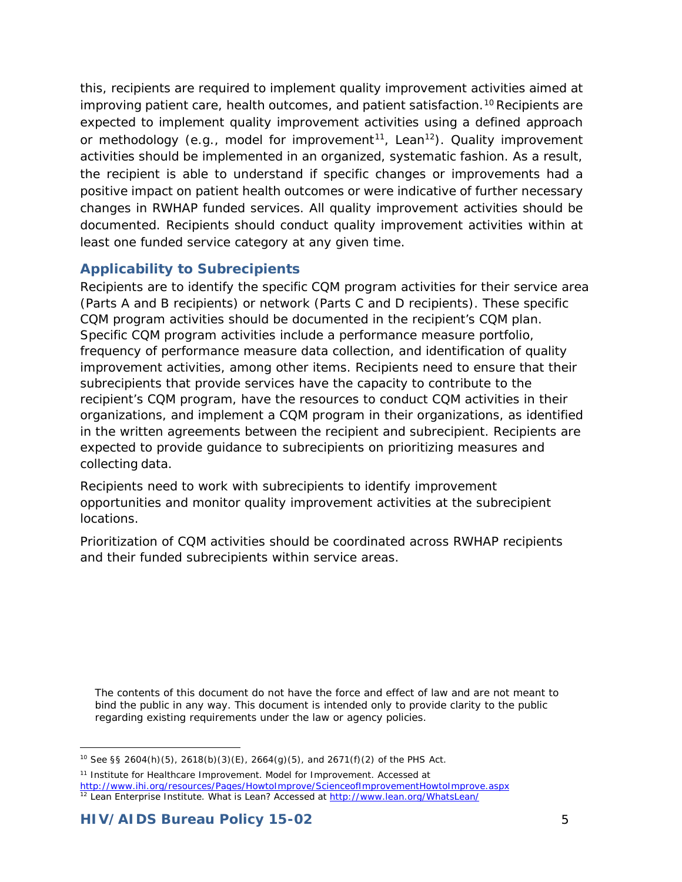this, recipients are required to implement quality improvement activities aimed at improving patient care, health outcomes, and patient satisfaction.[10] Recipients are expected to implement quality improvement activities using a defined approach or methodology (e.g., model for improvement[11], Lean[12]). Quality improvement activities should be implemented in an organized, systematic fashion. As a result, the recipient is able to understand if specific changes or improvements had a positive impact on patient health outcomes or were indicative of further necessary changes in RWHAP funded services. All quality improvement activities should be documented. Recipients should conduct quality improvement activities within at least one funded service category at any given time.

### Applicability to Subrecipients

Recipients are to identify the specific CQM program activities for their service area (Parts A and B recipients) or network (Parts C and D recipients). These specific CQM program activities should be documented in the recipient's CQM plan. Specific CQM program activities include a performance measure portfolio, frequency of performance measure data collection, and identification of quality improvement activities, among other items. Recipients need to ensure that their subrecipients that provide services have the capacity to contribute to the recipient's CQM program, have the resources to conduct CQM activities in their organizations, and implement a CQM program in their organizations, as identified in the written agreements between the recipient and subrecipient. Recipients are expected to provide guidance to subrecipients on prioritizing measures and collecting data.

Recipients need to work with subrecipients to identify improvement opportunities and monitor quality improvement activities at the subrecipient locations.

Prioritization of CQM activities should be coordinated across RWHAP recipients and their funded subrecipients within service areas.

The contents of this document do not have the force and effect of law and are not meant to bind the public in any way. This document is intended only to provide clarity to the public regarding existing requirements under the law or agency policies.

---

[10] See §§ 2604(h)(5), 2618(b)(3)(E), 2664(g)(5), and 2671(f)(2) of the PHS Act.

[11] Institute for Healthcare Improvement. Model for Improvement. Accessed at http://www.ihi.org/resources/Pages/HowtoImprove/ScienceofImprovementHowtoImprove.aspx

[12] Lean Enterprise Institute. What is Lean? Accessed at http://www.lean.org/WhatsLean/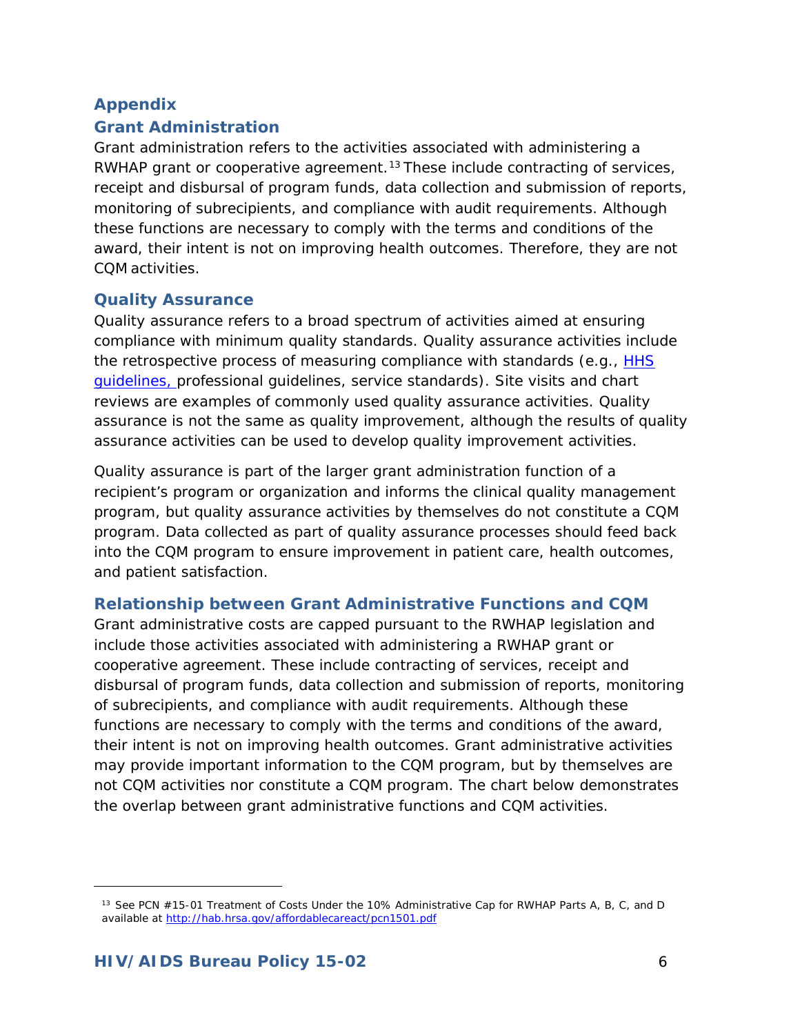## Appendix

### Grant Administration

Grant administration refers to the activities associated with administering a RWHAP grant or cooperative agreement.[13] These include contracting of services, receipt and disbursal of program funds, data collection and submission of reports, monitoring of subrecipients, and compliance with audit requirements. Although these functions are necessary to comply with the terms and conditions of the award, their intent is not on improving health outcomes. Therefore, they are not CQM activities.

### Quality Assurance

Quality assurance refers to a broad spectrum of activities aimed at ensuring compliance with minimum quality standards. Quality assurance activities include the retrospective process of measuring compliance with standards (e.g., [HHS guidelines,](#) professional guidelines, service standards). Site visits and chart reviews are examples of commonly used quality assurance activities. Quality assurance is not the same as quality improvement, although the results of quality assurance activities can be used to develop quality improvement activities.

Quality assurance is part of the larger grant administration function of a recipient's program or organization and informs the clinical quality management program, but quality assurance activities by themselves do not constitute a CQM program. Data collected as part of quality assurance processes should feed back into the CQM program to ensure improvement in patient care, health outcomes, and patient satisfaction.

### Relationship between Grant Administrative Functions and CQM

Grant administrative costs are capped pursuant to the RWHAP legislation and include those activities associated with administering a RWHAP grant or cooperative agreement. These include contracting of services, receipt and disbursal of program funds, data collection and submission of reports, monitoring of subrecipients, and compliance with audit requirements. Although these functions are necessary to comply with the terms and conditions of the award, their intent is not on improving health outcomes. Grant administrative activities may provide important information to the CQM program, but by themselves are not CQM activities nor constitute a CQM program. The chart below demonstrates the overlap between grant administrative functions and CQM activities.

---

[13] See PCN #15-01 Treatment of Costs Under the 10% Administrative Cap for RWHAP Parts A, B, C, and D available at http://hab.hrsa.gov/affordablecareact/pcn1501.pdf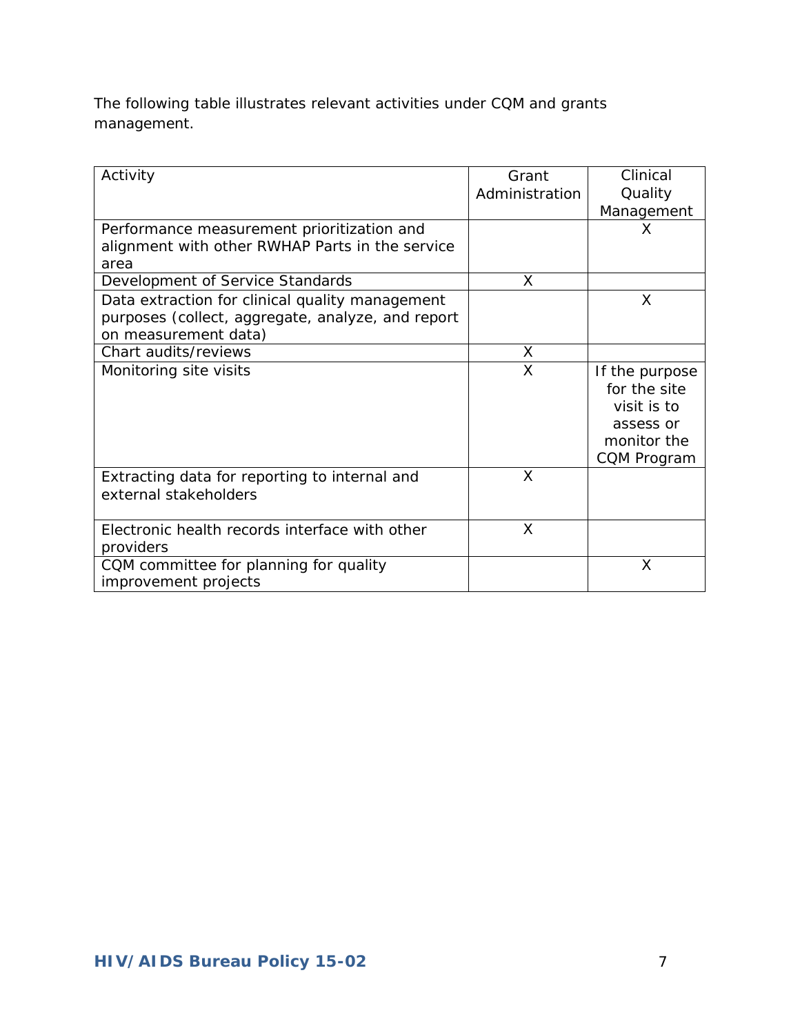The following table illustrates relevant activities under CQM and grants management.

| Activity | Grant Administration | Clinical Quality Management |
|---|---|---|
| Performance measurement prioritization and alignment with other RWHAP Parts in the service area | | X |
| Development of Service Standards | X | |
| Data extraction for clinical quality management purposes (collect, aggregate, analyze, and report on measurement data) | | X |
| Chart audits/reviews | X | |
| Monitoring site visits | X | If the purpose for the site visit is to assess or monitor the CQM Program |
| Extracting data for reporting to internal and external stakeholders | X | |
| Electronic health records interface with other providers | X | |
| CQM committee for planning for quality improvement projects | | X |